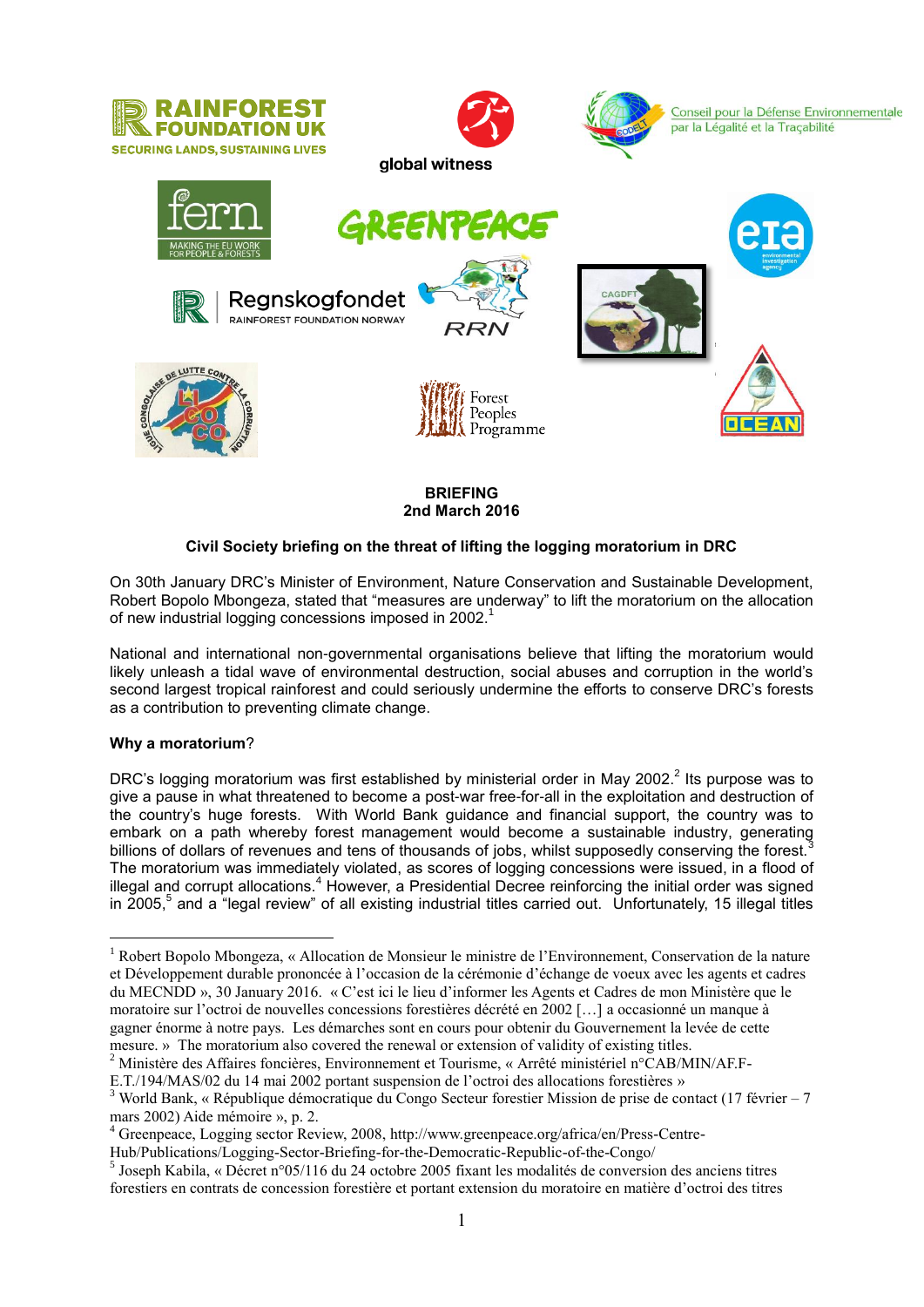**BRIEFING**
**2nd March 2016**

**Civil Society briefing on the threat of lifting the logging moratorium in DRC**

On 30th January DRC's Minister of Environment, Nature Conservation and Sustainable Development, Robert Bopolo Mbongeza, stated that "measures are underway" to lift the moratorium on the allocation of new industrial logging concessions imposed in 2002.[1]

National and international non-governmental organisations believe that lifting the moratorium would likely unleash a tidal wave of environmental destruction, social abuses and corruption in the world's second largest tropical rainforest and could seriously undermine the efforts to conserve DRC's forests as a contribution to preventing climate change.

**Why a moratorium**?

DRC's logging moratorium was first established by ministerial order in May 2002.[2] Its purpose was to give a pause in what threatened to become a post-war free-for-all in the exploitation and destruction of the country's huge forests. With World Bank guidance and financial support, the country was to embark on a path whereby forest management would become a sustainable industry, generating billions of dollars of revenues and tens of thousands of jobs, whilst supposedly conserving the forest.[3] The moratorium was immediately violated, as scores of logging concessions were issued, in a flood of illegal and corrupt allocations.[4] However, a Presidential Decree reinforcing the initial order was signed in 2005,[5] and a "legal review" of all existing industrial titles carried out. Unfortunately, 15 illegal titles

---

[1] Robert Bopolo Mbongeza, « Allocation de Monsieur le ministre de l'Environnement, Conservation de la nature et Développement durable prononcée à l'occasion de la cérémonie d'échange de voeux avec les agents et cadres du MECNDD », 30 January 2016. « C'est ici le lieu d'informer les Agents et Cadres de mon Ministère que le moratoire sur l'octroi de nouvelles concessions forestières décrété en 2002 […] a occasionné un manque à gagner énorme à notre pays. Les démarches sont en cours pour obtenir du Gouvernement la levée de cette mesure. » The moratorium also covered the renewal or extension of validity of existing titles.

[2] Ministère des Affaires foncières, Environnement et Tourisme, « Arrêté ministériel n°CAB/MIN/AF.F-E.T./194/MAS/02 du 14 mai 2002 portant suspension de l'octroi des allocations forestières »

[3] World Bank, « République démocratique du Congo Secteur forestier Mission de prise de contact (17 février – 7 mars 2002) Aide mémoire », p. 2.

[4] Greenpeace, Logging sector Review, 2008, http://www.greenpeace.org/africa/en/Press-Centre-Hub/Publications/Logging-Sector-Briefing-for-the-Democratic-Republic-of-the-Congo/

[5] Joseph Kabila, « Décret n°05/116 du 24 octobre 2005 fixant les modalités de conversion des anciens titres forestiers en contrats de concession forestière et portant extension du moratoire en matière d'octroi des titres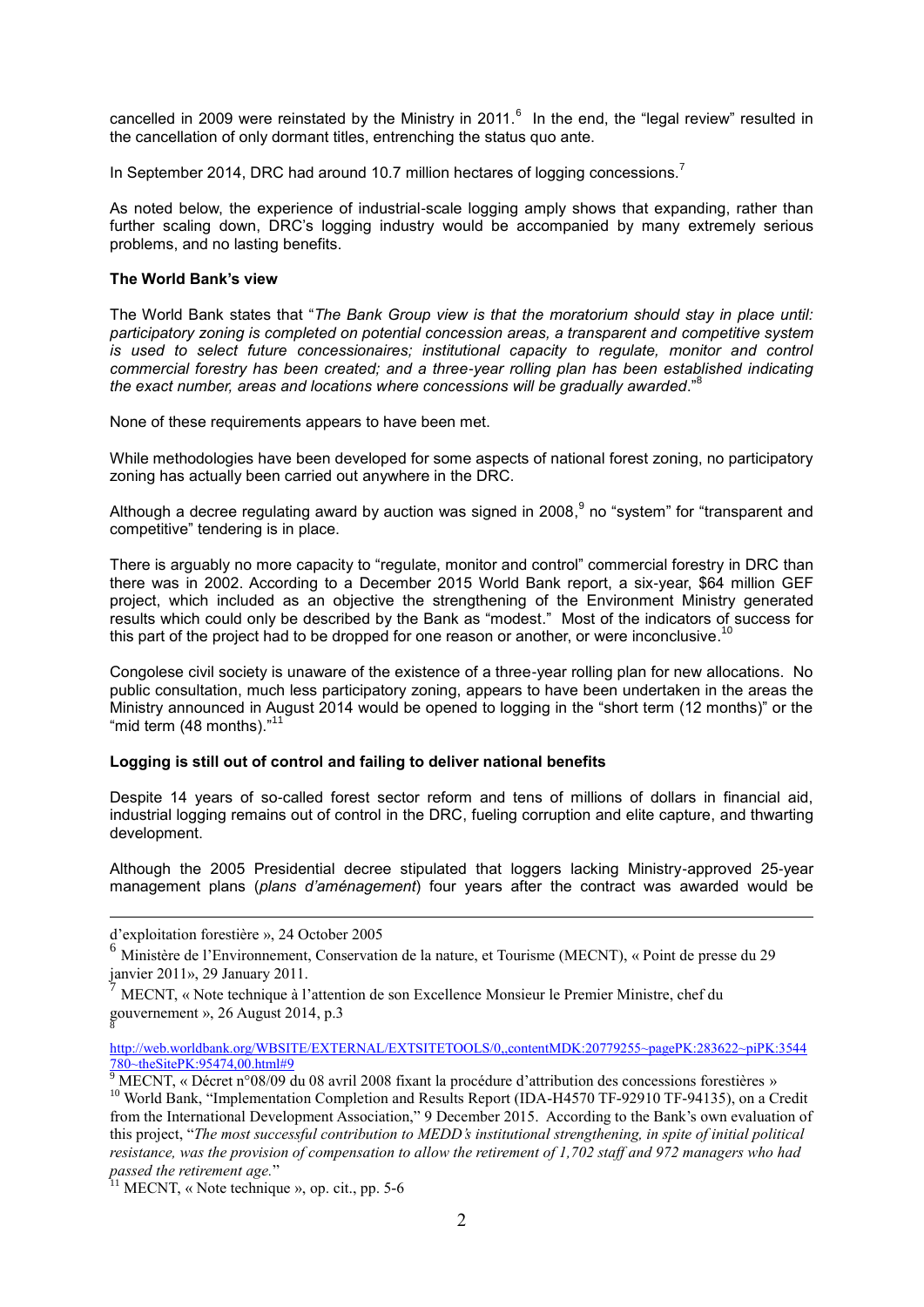cancelled in 2009 were reinstated by the Ministry in 2011.[6] In the end, the "legal review" resulted in the cancellation of only dormant titles, entrenching the status quo ante.

In September 2014, DRC had around 10.7 million hectares of logging concessions.[7]

As noted below, the experience of industrial-scale logging amply shows that expanding, rather than further scaling down, DRC's logging industry would be accompanied by many extremely serious problems, and no lasting benefits.

**The World Bank's view**

The World Bank states that "*The Bank Group view is that the moratorium should stay in place until: participatory zoning is completed on potential concession areas, a transparent and competitive system is used to select future concessionaires; institutional capacity to regulate, monitor and control commercial forestry has been created; and a three-year rolling plan has been established indicating the exact number, areas and locations where concessions will be gradually awarded*."[8]

None of these requirements appears to have been met.

While methodologies have been developed for some aspects of national forest zoning, no participatory zoning has actually been carried out anywhere in the DRC.

Although a decree regulating award by auction was signed in 2008,[9] no "system" for "transparent and competitive" tendering is in place.

There is arguably no more capacity to "regulate, monitor and control" commercial forestry in DRC than there was in 2002. According to a December 2015 World Bank report, a six-year, $64 million GEF project, which included as an objective the strengthening of the Environment Ministry generated results which could only be described by the Bank as "modest." Most of the indicators of success for this part of the project had to be dropped for one reason or another, or were inconclusive.[10]

Congolese civil society is unaware of the existence of a three-year rolling plan for new allocations. No public consultation, much less participatory zoning, appears to have been undertaken in the areas the Ministry announced in August 2014 would be opened to logging in the "short term (12 months)" or the "mid term (48 months)."[11]

**Logging is still out of control and failing to deliver national benefits**

Despite 14 years of so-called forest sector reform and tens of millions of dollars in financial aid, industrial logging remains out of control in the DRC, fueling corruption and elite capture, and thwarting development.

Although the 2005 Presidential decree stipulated that loggers lacking Ministry-approved 25-year management plans (*plans d'aménagement*) four years after the contract was awarded would be

---

d'exploitation forestière », 24 October 2005

[6] Ministère de l'Environnement, Conservation de la nature, et Tourisme (MECNT), « Point de presse du 29 janvier 2011», 29 January 2011.

[7] MECNT, « Note technique à l'attention de son Excellence Monsieur le Premier Ministre, chef du gouvernement », 26 August 2014, p.3

[8] http://web.worldbank.org/WBSITE/EXTERNAL/EXTSITETOOLS/0,,contentMDK:20779255~pagePK:283622~piPK:3544780~theSitePK:95474,00.html#9

[9] MECNT, « Décret n°08/09 du 08 avril 2008 fixant la procédure d'attribution des concessions forestières »

[10] World Bank, "Implementation Completion and Results Report (IDA-H4570 TF-92910 TF-94135), on a Credit from the International Development Association," 9 December 2015. According to the Bank's own evaluation of this project, "*The most successful contribution to MEDD's institutional strengthening, in spite of initial political resistance, was the provision of compensation to allow the retirement of 1,702 staff and 972 managers who had passed the retirement age.*"

[11] MECNT, « Note technique », op. cit., pp. 5-6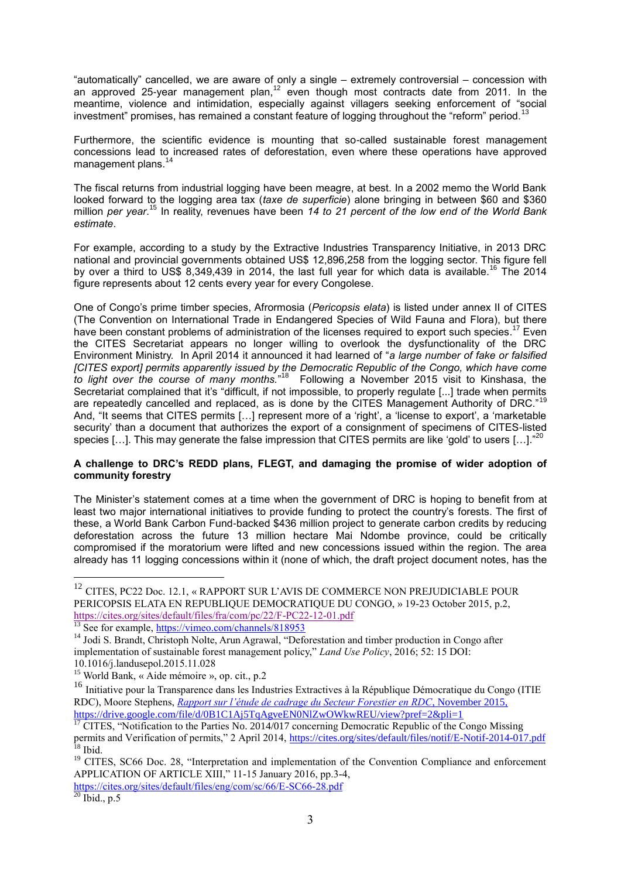"automatically" cancelled, we are aware of only a single – extremely controversial – concession with an approved 25-year management plan,[12] even though most contracts date from 2011. In the meantime, violence and intimidation, especially against villagers seeking enforcement of "social investment" promises, has remained a constant feature of logging throughout the "reform" period.[13]

Furthermore, the scientific evidence is mounting that so-called sustainable forest management concessions lead to increased rates of deforestation, even where these operations have approved management plans.[14]

The fiscal returns from industrial logging have been meagre, at best. In a 2002 memo the World Bank looked forward to the logging area tax (*taxe de superficie*) alone bringing in between $60 and $360 million *per year*.[15] In reality, revenues have been *14 to 21 percent of the low end of the World Bank estimate*.

For example, according to a study by the Extractive Industries Transparency Initiative, in 2013 DRC national and provincial governments obtained US$ 12,896,258 from the logging sector. This figure fell by over a third to US$ 8,349,439 in 2014, the last full year for which data is available.[16] The 2014 figure represents about 12 cents every year for every Congolese.

One of Congo's prime timber species, Afrormosia (*Pericopsis elata*) is listed under annex II of CITES (The Convention on International Trade in Endangered Species of Wild Fauna and Flora), but there have been constant problems of administration of the licenses required to export such species.[17] Even the CITES Secretariat appears no longer willing to overlook the dysfunctionality of the DRC Environment Ministry. In April 2014 it announced it had learned of "*a large number of fake or falsified [CITES export] permits apparently issued by the Democratic Republic of the Congo, which have come to light over the course of many months.*"[18] Following a November 2015 visit to Kinshasa, the Secretariat complained that it's "difficult, if not impossible, to properly regulate [...] trade when permits are repeatedly cancelled and replaced, as is done by the CITES Management Authority of DRC."[19] And, "It seems that CITES permits […] represent more of a 'right', a 'license to export', a 'marketable security' than a document that authorizes the export of a consignment of specimens of CITES-listed species […]. This may generate the false impression that CITES permits are like 'gold' to users […]."[20]

**A challenge to DRC's REDD plans, FLEGT, and damaging the promise of wider adoption of community forestry**

The Minister's statement comes at a time when the government of DRC is hoping to benefit from at least two major international initiatives to provide funding to protect the country's forests. The first of these, a World Bank Carbon Fund-backed $436 million project to generate carbon credits by reducing deforestation across the future 13 million hectare Mai Ndombe province, could be critically compromised if the moratorium were lifted and new concessions issued within the region. The area already has 11 logging concessions within it (none of which, the draft project document notes, has the

---

[12] CITES, PC22 Doc. 12.1, « RAPPORT SUR L'AVIS DE COMMERCE NON PREJUDICIABLE POUR PERICOPSIS ELATA EN REPUBLIQUE DEMOCRATIQUE DU CONGO, » 19-23 October 2015, p.2, https://cites.org/sites/default/files/fra/com/pc/22/F-PC22-12-01.pdf

[13] See for example, https://vimeo.com/channels/818953

[14] Jodi S. Brandt, Christoph Nolte, Arun Agrawal, "Deforestation and timber production in Congo after implementation of sustainable forest management policy," *Land Use Policy*, 2016; 52: 15 DOI: 10.1016/j.landusepol.2015.11.028

[15] World Bank, « Aide mémoire », op. cit., p.2

[16] Initiative pour la Transparence dans les Industries Extractives à la République Démocratique du Congo (ITIE RDC), Moore Stephens, *Rapport sur l'étude de cadrage du Secteur Forestier en RDC*, November 2015, https://drive.google.com/file/d/0B1C1Aj5TqAgveEN0NlZwOWkwREU/view?pref=2&pli=1

[17] CITES, "Notification to the Parties No. 2014/017 concerning Democratic Republic of the Congo Missing permits and Verification of permits," 2 April 2014, https://cites.org/sites/default/files/notif/E-Notif-2014-017.pdf

[18] Ibid.

[19] CITES, SC66 Doc. 28, "Interpretation and implementation of the Convention Compliance and enforcement APPLICATION OF ARTICLE XIII," 11-15 January 2016, pp.3-4, https://cites.org/sites/default/files/eng/com/sc/66/E-SC66-28.pdf

[20] Ibid., p.5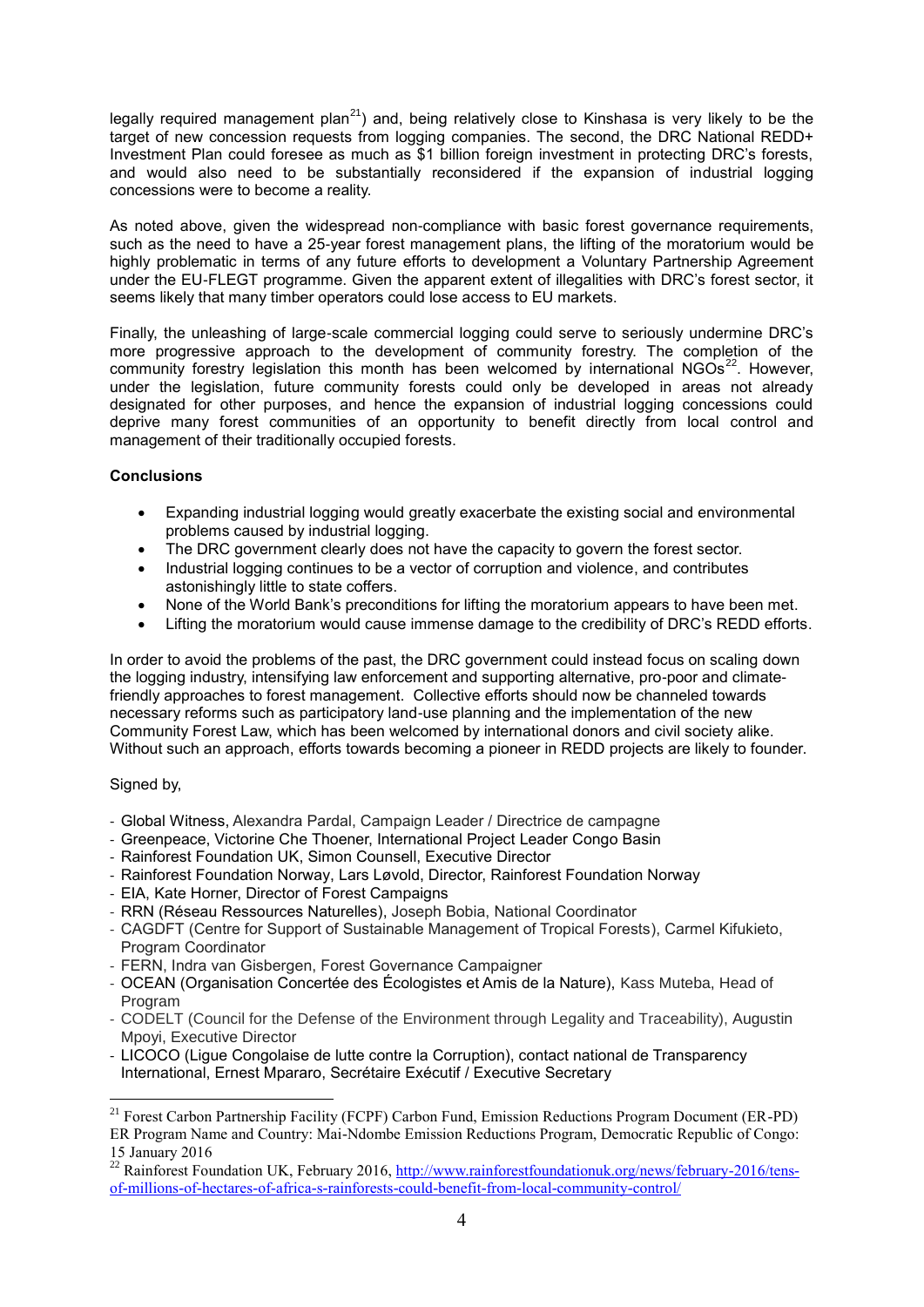legally required management plan[21]) and, being relatively close to Kinshasa is very likely to be the target of new concession requests from logging companies. The second, the DRC National REDD+ Investment Plan could foresee as much as $1 billion foreign investment in protecting DRC's forests, and would also need to be substantially reconsidered if the expansion of industrial logging concessions were to become a reality.

As noted above, given the widespread non-compliance with basic forest governance requirements, such as the need to have a 25-year forest management plans, the lifting of the moratorium would be highly problematic in terms of any future efforts to development a Voluntary Partnership Agreement under the EU-FLEGT programme. Given the apparent extent of illegalities with DRC's forest sector, it seems likely that many timber operators could lose access to EU markets.

Finally, the unleashing of large-scale commercial logging could serve to seriously undermine DRC's more progressive approach to the development of community forestry. The completion of the community forestry legislation this month has been welcomed by international NGOs[22]. However, under the legislation, future community forests could only be developed in areas not already designated for other purposes, and hence the expansion of industrial logging concessions could deprive many forest communities of an opportunity to benefit directly from local control and management of their traditionally occupied forests.

**Conclusions**

- Expanding industrial logging would greatly exacerbate the existing social and environmental problems caused by industrial logging.
- The DRC government clearly does not have the capacity to govern the forest sector.
- Industrial logging continues to be a vector of corruption and violence, and contributes astonishingly little to state coffers.
- None of the World Bank's preconditions for lifting the moratorium appears to have been met.
- Lifting the moratorium would cause immense damage to the credibility of DRC's REDD efforts.

In order to avoid the problems of the past, the DRC government could instead focus on scaling down the logging industry, intensifying law enforcement and supporting alternative, pro-poor and climate-friendly approaches to forest management. Collective efforts should now be channeled towards necessary reforms such as participatory land-use planning and the implementation of the new Community Forest Law, which has been welcomed by international donors and civil society alike. Without such an approach, efforts towards becoming a pioneer in REDD projects are likely to founder.

Signed by,

- Global Witness, Alexandra Pardal, Campaign Leader / Directrice de campagne
- Greenpeace, Victorine Che Thoener, International Project Leader Congo Basin
- Rainforest Foundation UK, Simon Counsell, Executive Director
- Rainforest Foundation Norway, Lars Løvold, Director, Rainforest Foundation Norway
- EIA, Kate Horner, Director of Forest Campaigns
- RRN (Réseau Ressources Naturelles), Joseph Bobia, National Coordinator
- CAGDFT (Centre for Support of Sustainable Management of Tropical Forests), Carmel Kifukieto, Program Coordinator
- FERN, Indra van Gisbergen, Forest Governance Campaigner
- OCEAN (Organisation Concertée des Écologistes et Amis de la Nature), Kass Muteba, Head of Program
- CODELT (Council for the Defense of the Environment through Legality and Traceability), Augustin Mpoyi, Executive Director
- LICOCO (Ligue Congolaise de lutte contre la Corruption), contact national de Transparency International, Ernest Mpararo, Secrétaire Exécutif / Executive Secretary

---

[21] Forest Carbon Partnership Facility (FCPF) Carbon Fund, Emission Reductions Program Document (ER-PD) ER Program Name and Country: Mai-Ndombe Emission Reductions Program, Democratic Republic of Congo: 15 January 2016

[22] Rainforest Foundation UK, February 2016, http://www.rainforestfoundationuk.org/news/february-2016/tens-of-millions-of-hectares-of-africa-s-rainforests-could-benefit-from-local-community-control/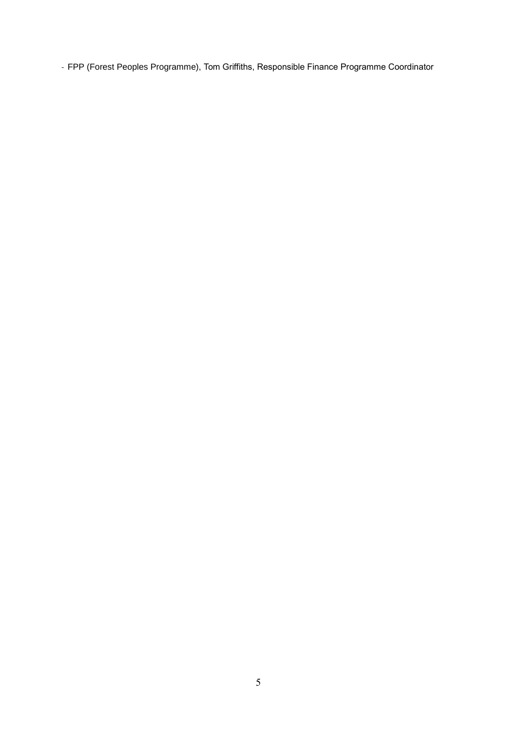- FPP (Forest Peoples Programme), Tom Griffiths, Responsible Finance Programme Coordinator